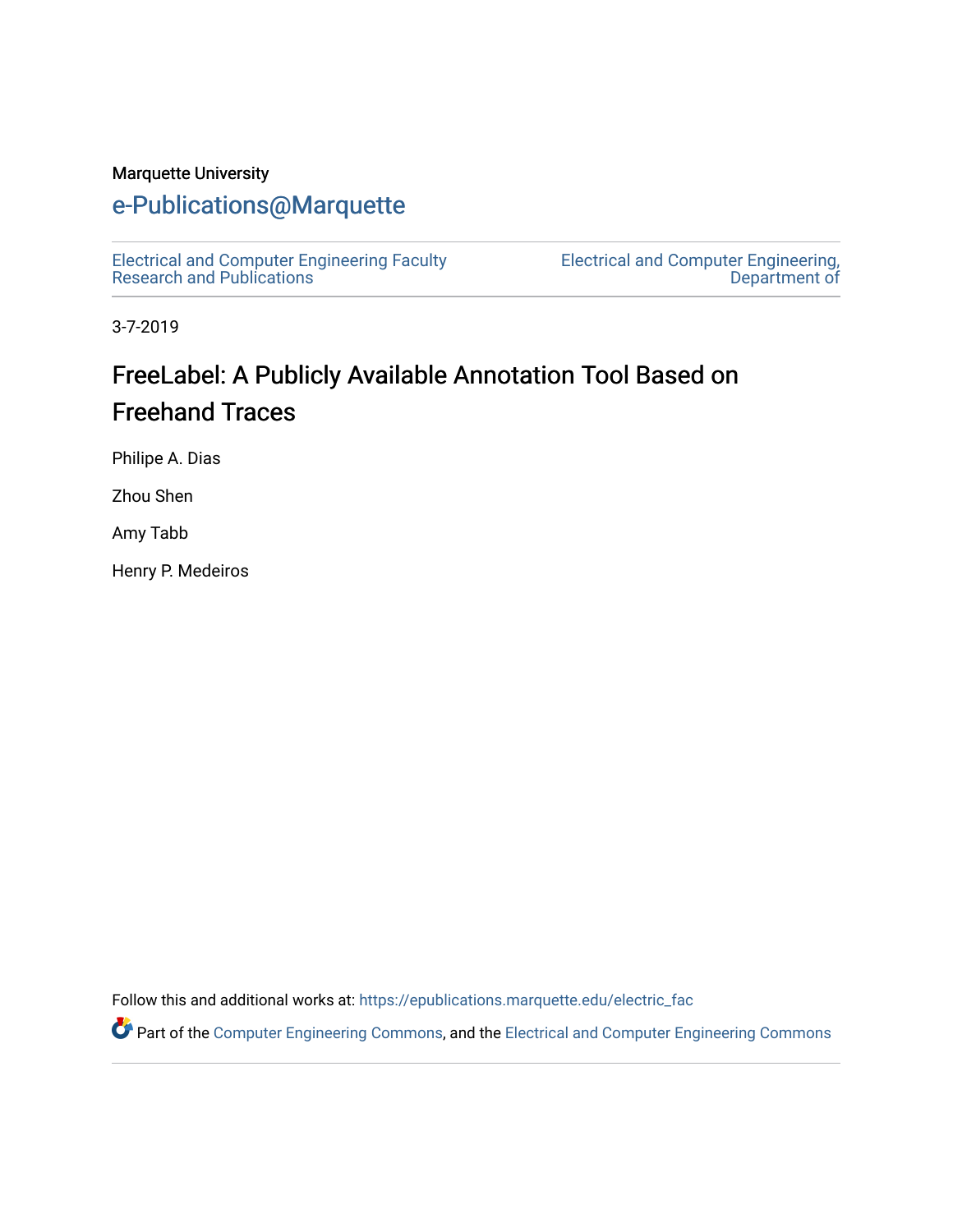Marquette University

# e-Publications@Marquette

Electrical and Computer Engineering Faculty Research and Publications

Electrical and Computer Engineering, Department of

3-7-2019

## FreeLabel: A Publicly Available Annotation Tool Based on Freehand Traces

Philipe A. Dias

Zhou Shen

Amy Tabb

Henry P. Medeiros

Follow this and additional works at: https://epublications.marquette.edu/electric_fac

Part of the Computer Engineering Commons, and the Electrical and Computer Engineering Commons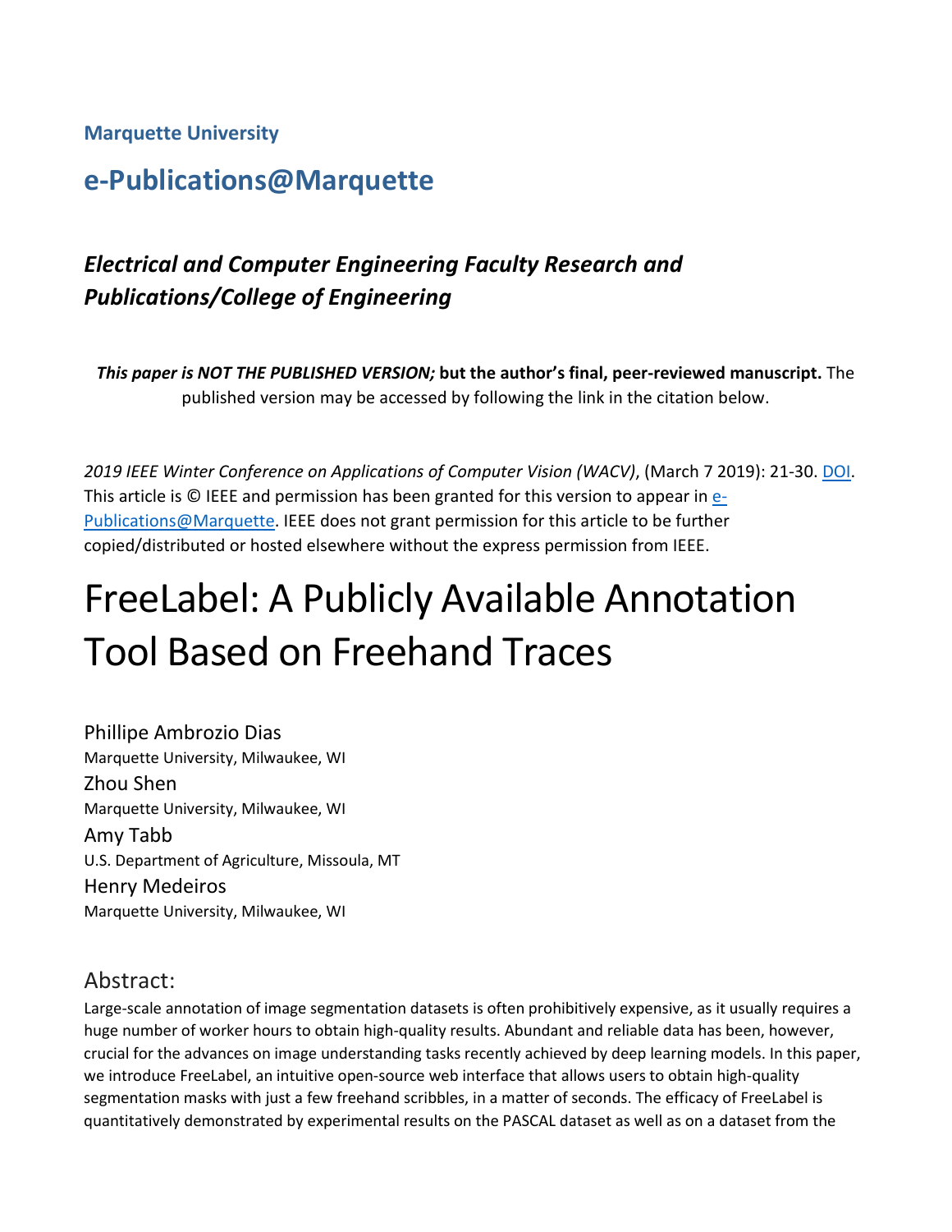**Marquette University**

## e-Publications@Marquette

### *Electrical and Computer Engineering Faculty Research and Publications/College of Engineering*

***This paper is NOT THE PUBLISHED VERSION;* but the author's final, peer-reviewed manuscript.** The published version may be accessed by following the link in the citation below.

*2019 IEEE Winter Conference on Applications of Computer Vision (WACV)*, (March 7 2019): 21-30. DOI. This article is © IEEE and permission has been granted for this version to appear in e-Publications@Marquette. IEEE does not grant permission for this article to be further copied/distributed or hosted elsewhere without the express permission from IEEE.

# FreeLabel: A Publicly Available Annotation Tool Based on Freehand Traces

Phillipe Ambrozio Dias
Marquette University, Milwaukee, WI

Zhou Shen
Marquette University, Milwaukee, WI

Amy Tabb
U.S. Department of Agriculture, Missoula, MT

Henry Medeiros
Marquette University, Milwaukee, WI

## Abstract:

Large-scale annotation of image segmentation datasets is often prohibitively expensive, as it usually requires a huge number of worker hours to obtain high-quality results. Abundant and reliable data has been, however, crucial for the advances on image understanding tasks recently achieved by deep learning models. In this paper, we introduce FreeLabel, an intuitive open-source web interface that allows users to obtain high-quality segmentation masks with just a few freehand scribbles, in a matter of seconds. The efficacy of FreeLabel is quantitatively demonstrated by experimental results on the PASCAL dataset as well as on a dataset from the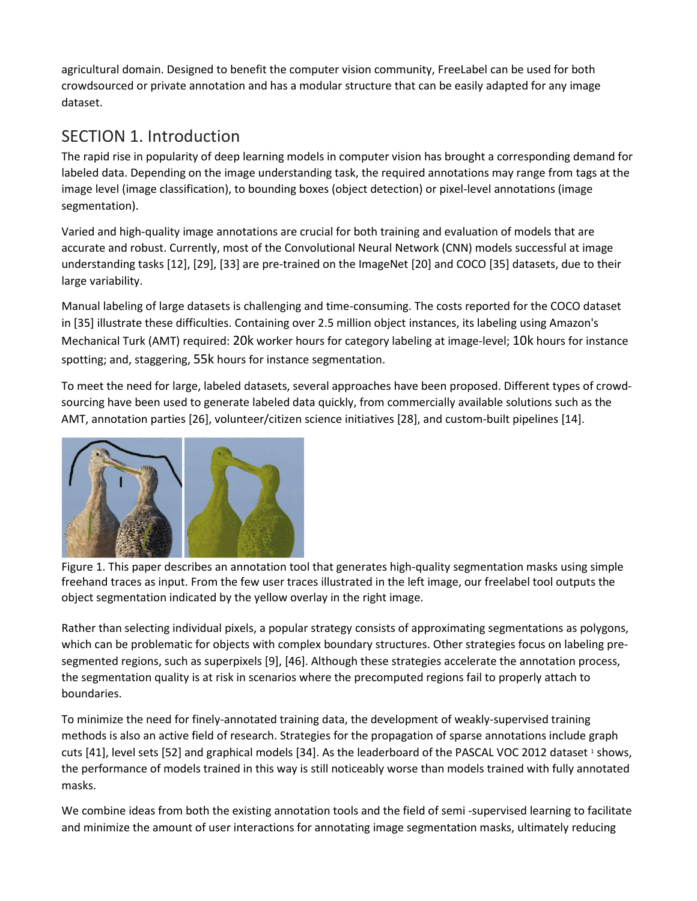agricultural domain. Designed to benefit the computer vision community, FreeLabel can be used for both crowdsourced or private annotation and has a modular structure that can be easily adapted for any image dataset.

## SECTION 1. Introduction

The rapid rise in popularity of deep learning models in computer vision has brought a corresponding demand for labeled data. Depending on the image understanding task, the required annotations may range from tags at the image level (image classification), to bounding boxes (object detection) or pixel-level annotations (image segmentation).

Varied and high-quality image annotations are crucial for both training and evaluation of models that are accurate and robust. Currently, most of the Convolutional Neural Network (CNN) models successful at image understanding tasks [12], [29], [33] are pre-trained on the ImageNet [20] and COCO [35] datasets, due to their large variability.

Manual labeling of large datasets is challenging and time-consuming. The costs reported for the COCO dataset in [35] illustrate these difficulties. Containing over 2.5 million object instances, its labeling using Amazon's Mechanical Turk (AMT) required: $20\text{k}$ worker hours for category labeling at image-level; $10\text{k}$ hours for instance spotting; and, staggering, $55\text{k}$ hours for instance segmentation.

To meet the need for large, labeled datasets, several approaches have been proposed. Different types of crowd-sourcing have been used to generate labeled data quickly, from commercially available solutions such as the AMT, annotation parties [26], volunteer/citizen science initiatives [28], and custom-built pipelines [14].

Figure 1. This paper describes an annotation tool that generates high-quality segmentation masks using simple freehand traces as input. From the few user traces illustrated in the left image, our freelabel tool outputs the object segmentation indicated by the yellow overlay in the right image.

Rather than selecting individual pixels, a popular strategy consists of approximating segmentations as polygons, which can be problematic for objects with complex boundary structures. Other strategies focus on labeling pre-segmented regions, such as superpixels [9], [46]. Although these strategies accelerate the annotation process, the segmentation quality is at risk in scenarios where the precomputed regions fail to properly attach to boundaries.

To minimize the need for finely-annotated training data, the development of weakly-supervised training methods is also an active field of research. Strategies for the propagation of sparse annotations include graph cuts [41], level sets [52] and graphical models [34]. As the leaderboard of the PASCAL VOC 2012 dataset [1] shows, the performance of models trained in this way is still noticeably worse than models trained with fully annotated masks.

We combine ideas from both the existing annotation tools and the field of semi -supervised learning to facilitate and minimize the amount of user interactions for annotating image segmentation masks, ultimately reducing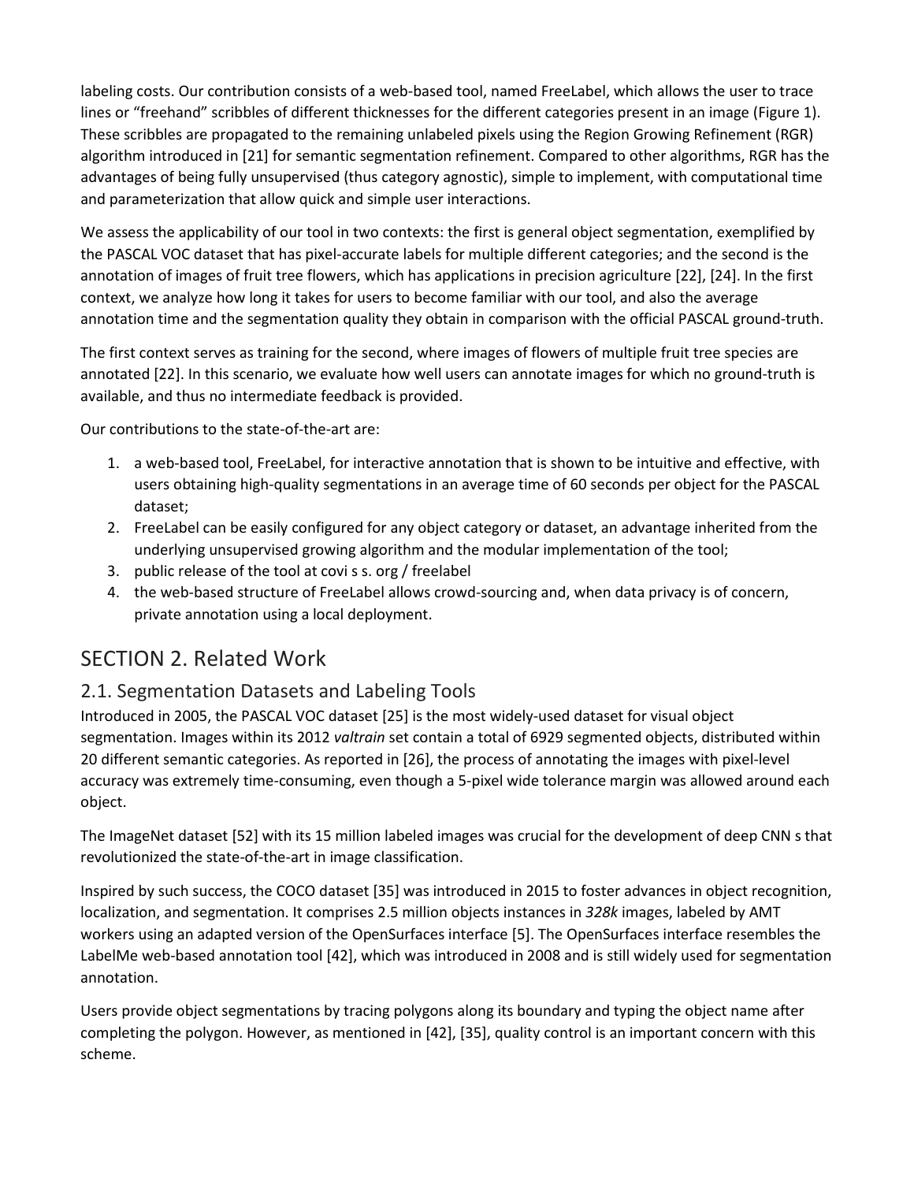labeling costs. Our contribution consists of a web-based tool, named FreeLabel, which allows the user to trace lines or "freehand" scribbles of different thicknesses for the different categories present in an image (Figure 1). These scribbles are propagated to the remaining unlabeled pixels using the Region Growing Refinement (RGR) algorithm introduced in [21] for semantic segmentation refinement. Compared to other algorithms, RGR has the advantages of being fully unsupervised (thus category agnostic), simple to implement, with computational time and parameterization that allow quick and simple user interactions.

We assess the applicability of our tool in two contexts: the first is general object segmentation, exemplified by the PASCAL VOC dataset that has pixel-accurate labels for multiple different categories; and the second is the annotation of images of fruit tree flowers, which has applications in precision agriculture [22], [24]. In the first context, we analyze how long it takes for users to become familiar with our tool, and also the average annotation time and the segmentation quality they obtain in comparison with the official PASCAL ground-truth.

The first context serves as training for the second, where images of flowers of multiple fruit tree species are annotated [22]. In this scenario, we evaluate how well users can annotate images for which no ground-truth is available, and thus no intermediate feedback is provided.

Our contributions to the state-of-the-art are:

1. a web-based tool, FreeLabel, for interactive annotation that is shown to be intuitive and effective, with users obtaining high-quality segmentations in an average time of 60 seconds per object for the PASCAL dataset;
2. FreeLabel can be easily configured for any object category or dataset, an advantage inherited from the underlying unsupervised growing algorithm and the modular implementation of the tool;
3. public release of the tool at covi s s. org / freelabel
4. the web-based structure of FreeLabel allows crowd-sourcing and, when data privacy is of concern, private annotation using a local deployment.

## SECTION 2. Related Work

### 2.1. Segmentation Datasets and Labeling Tools

Introduced in 2005, the PASCAL VOC dataset [25] is the most widely-used dataset for visual object segmentation. Images within its 2012 *valtrain* set contain a total of 6929 segmented objects, distributed within 20 different semantic categories. As reported in [26], the process of annotating the images with pixel-level accuracy was extremely time-consuming, even though a 5-pixel wide tolerance margin was allowed around each object.

The ImageNet dataset [52] with its 15 million labeled images was crucial for the development of deep CNN s that revolutionized the state-of-the-art in image classification.

Inspired by such success, the COCO dataset [35] was introduced in 2015 to foster advances in object recognition, localization, and segmentation. It comprises 2.5 million objects instances in *328k* images, labeled by AMT workers using an adapted version of the OpenSurfaces interface [5]. The OpenSurfaces interface resembles the LabelMe web-based annotation tool [42], which was introduced in 2008 and is still widely used for segmentation annotation.

Users provide object segmentations by tracing polygons along its boundary and typing the object name after completing the polygon. However, as mentioned in [42], [35], quality control is an important concern with this scheme.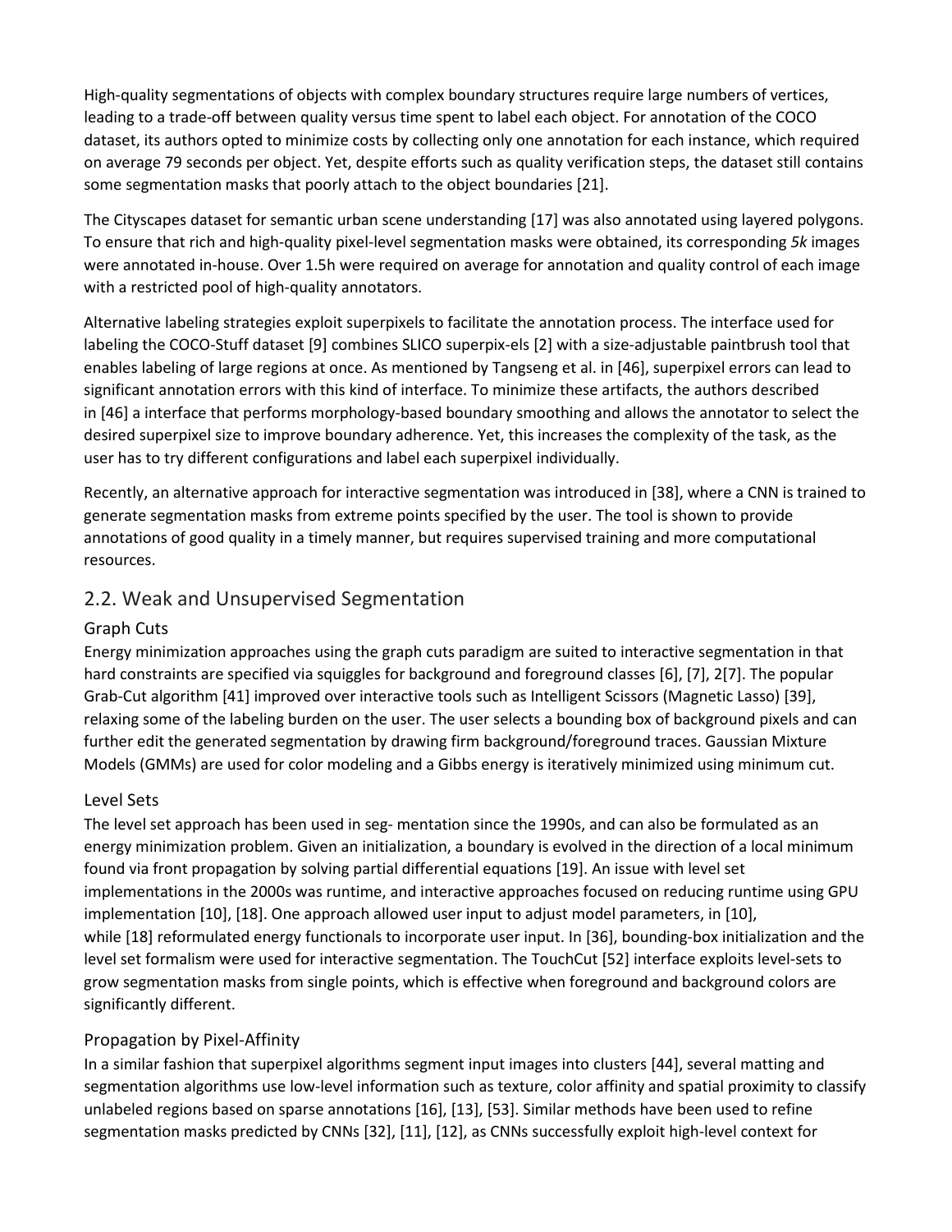High-quality segmentations of objects with complex boundary structures require large numbers of vertices, leading to a trade-off between quality versus time spent to label each object. For annotation of the COCO dataset, its authors opted to minimize costs by collecting only one annotation for each instance, which required on average 79 seconds per object. Yet, despite efforts such as quality verification steps, the dataset still contains some segmentation masks that poorly attach to the object boundaries [21].

The Cityscapes dataset for semantic urban scene understanding [17] was also annotated using layered polygons. To ensure that rich and high-quality pixel-level segmentation masks were obtained, its corresponding *5k* images were annotated in-house. Over 1.5h were required on average for annotation and quality control of each image with a restricted pool of high-quality annotators.

Alternative labeling strategies exploit superpixels to facilitate the annotation process. The interface used for labeling the COCO-Stuff dataset [9] combines SLICO superpix-els [2] with a size-adjustable paintbrush tool that enables labeling of large regions at once. As mentioned by Tangseng et al. in [46], superpixel errors can lead to significant annotation errors with this kind of interface. To minimize these artifacts, the authors described in [46] a interface that performs morphology-based boundary smoothing and allows the annotator to select the desired superpixel size to improve boundary adherence. Yet, this increases the complexity of the task, as the user has to try different configurations and label each superpixel individually.

Recently, an alternative approach for interactive segmentation was introduced in [38], where a CNN is trained to generate segmentation masks from extreme points specified by the user. The tool is shown to provide annotations of good quality in a timely manner, but requires supervised training and more computational resources.

## 2.2. Weak and Unsupervised Segmentation

### Graph Cuts

Energy minimization approaches using the graph cuts paradigm are suited to interactive segmentation in that hard constraints are specified via squiggles for background and foreground classes [6], [7], 2[7]. The popular Grab-Cut algorithm [41] improved over interactive tools such as Intelligent Scissors (Magnetic Lasso) [39], relaxing some of the labeling burden on the user. The user selects a bounding box of background pixels and can further edit the generated segmentation by drawing firm background/foreground traces. Gaussian Mixture Models (GMMs) are used for color modeling and a Gibbs energy is iteratively minimized using minimum cut.

### Level Sets

The level set approach has been used in seg- mentation since the 1990s, and can also be formulated as an energy minimization problem. Given an initialization, a boundary is evolved in the direction of a local minimum found via front propagation by solving partial differential equations [19]. An issue with level set implementations in the 2000s was runtime, and interactive approaches focused on reducing runtime using GPU implementation [10], [18]. One approach allowed user input to adjust model parameters, in [10], while [18] reformulated energy functionals to incorporate user input. In [36], bounding-box initialization and the level set formalism were used for interactive segmentation. The TouchCut [52] interface exploits level-sets to grow segmentation masks from single points, which is effective when foreground and background colors are significantly different.

### Propagation by Pixel-Affinity

In a similar fashion that superpixel algorithms segment input images into clusters [44], several matting and segmentation algorithms use low-level information such as texture, color affinity and spatial proximity to classify unlabeled regions based on sparse annotations [16], [13], [53]. Similar methods have been used to refine segmentation masks predicted by CNNs [32], [11], [12], as CNNs successfully exploit high-level context for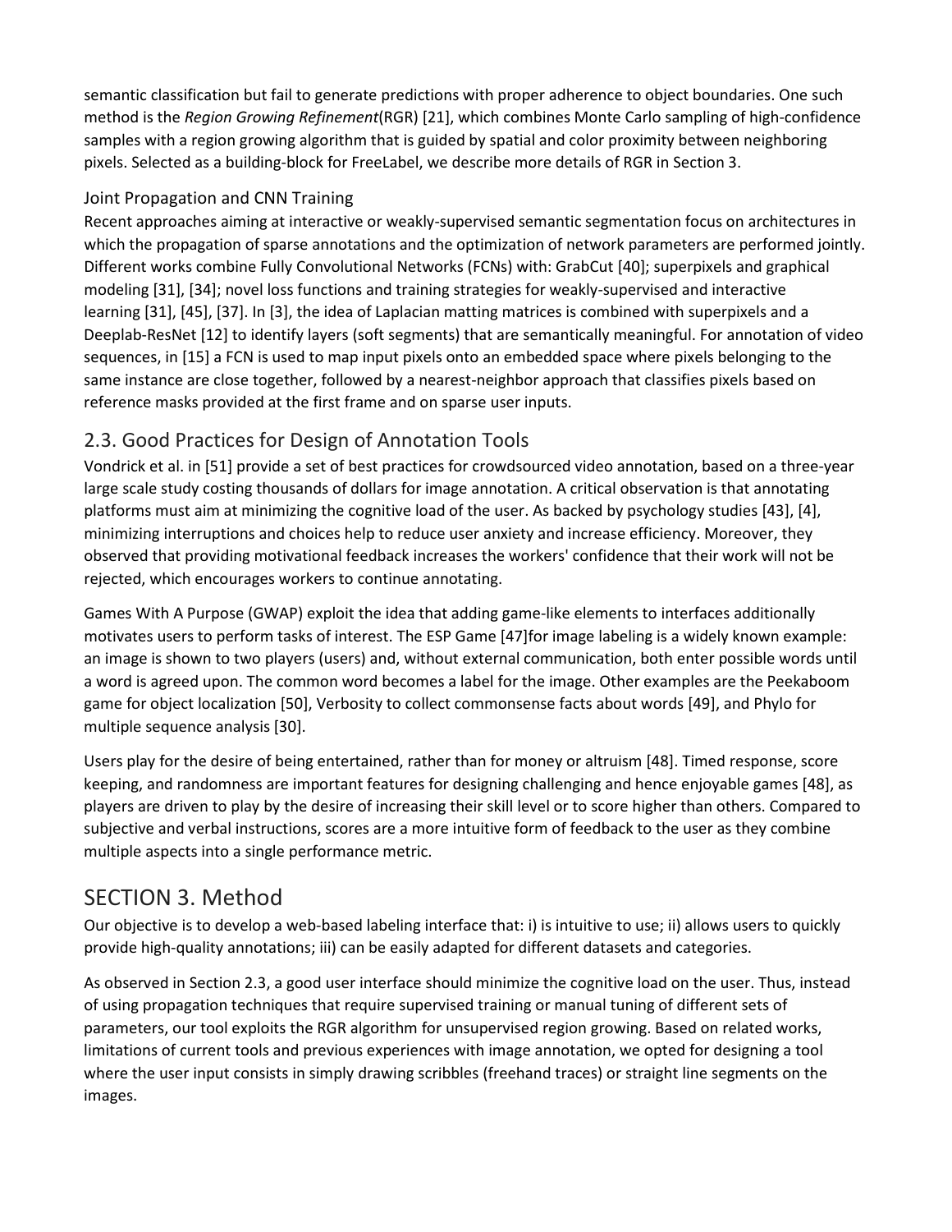semantic classification but fail to generate predictions with proper adherence to object boundaries. One such method is the *Region Growing Refinement*(RGR) [21], which combines Monte Carlo sampling of high-confidence samples with a region growing algorithm that is guided by spatial and color proximity between neighboring pixels. Selected as a building-block for FreeLabel, we describe more details of RGR in Section 3.

### Joint Propagation and CNN Training

Recent approaches aiming at interactive or weakly-supervised semantic segmentation focus on architectures in which the propagation of sparse annotations and the optimization of network parameters are performed jointly. Different works combine Fully Convolutional Networks (FCNs) with: GrabCut [40]; superpixels and graphical modeling [31], [34]; novel loss functions and training strategies for weakly-supervised and interactive learning [31], [45], [37]. In [3], the idea of Laplacian matting matrices is combined with superpixels and a Deeplab-ResNet [12] to identify layers (soft segments) that are semantically meaningful. For annotation of video sequences, in [15] a FCN is used to map input pixels onto an embedded space where pixels belonging to the same instance are close together, followed by a nearest-neighbor approach that classifies pixels based on reference masks provided at the first frame and on sparse user inputs.

## 2.3. Good Practices for Design of Annotation Tools

Vondrick et al. in [51] provide a set of best practices for crowdsourced video annotation, based on a three-year large scale study costing thousands of dollars for image annotation. A critical observation is that annotating platforms must aim at minimizing the cognitive load of the user. As backed by psychology studies [43], [4], minimizing interruptions and choices help to reduce user anxiety and increase efficiency. Moreover, they observed that providing motivational feedback increases the workers' confidence that their work will not be rejected, which encourages workers to continue annotating.

Games With A Purpose (GWAP) exploit the idea that adding game-like elements to interfaces additionally motivates users to perform tasks of interest. The ESP Game [47]for image labeling is a widely known example: an image is shown to two players (users) and, without external communication, both enter possible words until a word is agreed upon. The common word becomes a label for the image. Other examples are the Peekaboom game for object localization [50], Verbosity to collect commonsense facts about words [49], and Phylo for multiple sequence analysis [30].

Users play for the desire of being entertained, rather than for money or altruism [48]. Timed response, score keeping, and randomness are important features for designing challenging and hence enjoyable games [48], as players are driven to play by the desire of increasing their skill level or to score higher than others. Compared to subjective and verbal instructions, scores are a more intuitive form of feedback to the user as they combine multiple aspects into a single performance metric.

# SECTION 3. Method

Our objective is to develop a web-based labeling interface that: i) is intuitive to use; ii) allows users to quickly provide high-quality annotations; iii) can be easily adapted for different datasets and categories.

As observed in Section 2.3, a good user interface should minimize the cognitive load on the user. Thus, instead of using propagation techniques that require supervised training or manual tuning of different sets of parameters, our tool exploits the RGR algorithm for unsupervised region growing. Based on related works, limitations of current tools and previous experiences with image annotation, we opted for designing a tool where the user input consists in simply drawing scribbles (freehand traces) or straight line segments on the images.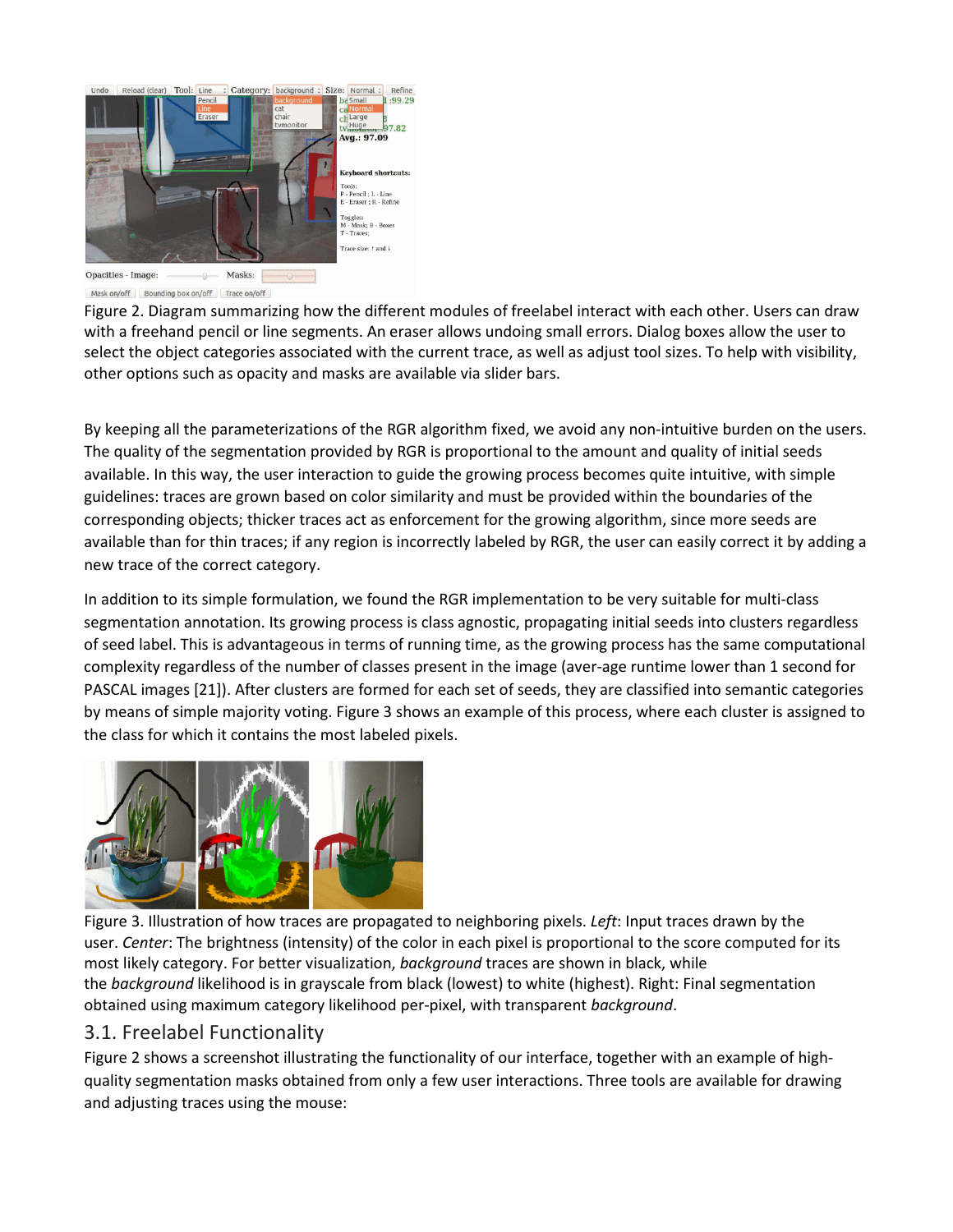Figure 2. Diagram summarizing how the different modules of freelabel interact with each other. Users can draw with a freehand pencil or line segments. An eraser allows undoing small errors. Dialog boxes allow the user to select the object categories associated with the current trace, as well as adjust tool sizes. To help with visibility, other options such as opacity and masks are available via slider bars.

By keeping all the parameterizations of the RGR algorithm fixed, we avoid any non-intuitive burden on the users. The quality of the segmentation provided by RGR is proportional to the amount and quality of initial seeds available. In this way, the user interaction to guide the growing process becomes quite intuitive, with simple guidelines: traces are grown based on color similarity and must be provided within the boundaries of the corresponding objects; thicker traces act as enforcement for the growing algorithm, since more seeds are available than for thin traces; if any region is incorrectly labeled by RGR, the user can easily correct it by adding a new trace of the correct category.

In addition to its simple formulation, we found the RGR implementation to be very suitable for multi-class segmentation annotation. Its growing process is class agnostic, propagating initial seeds into clusters regardless of seed label. This is advantageous in terms of running time, as the growing process has the same computational complexity regardless of the number of classes present in the image (aver-age runtime lower than 1 second for PASCAL images [21]). After clusters are formed for each set of seeds, they are classified into semantic categories by means of simple majority voting. Figure 3 shows an example of this process, where each cluster is assigned to the class for which it contains the most labeled pixels.

Figure 3. Illustration of how traces are propagated to neighboring pixels. *Left*: Input traces drawn by the user. *Center*: The brightness (intensity) of the color in each pixel is proportional to the score computed for its most likely category. For better visualization, *background* traces are shown in black, while the *background* likelihood is in grayscale from black (lowest) to white (highest). Right: Final segmentation obtained using maximum category likelihood per-pixel, with transparent *background*.

## 3.1. Freelabel Functionality

Figure 2 shows a screenshot illustrating the functionality of our interface, together with an example of high-quality segmentation masks obtained from only a few user interactions. Three tools are available for drawing and adjusting traces using the mouse: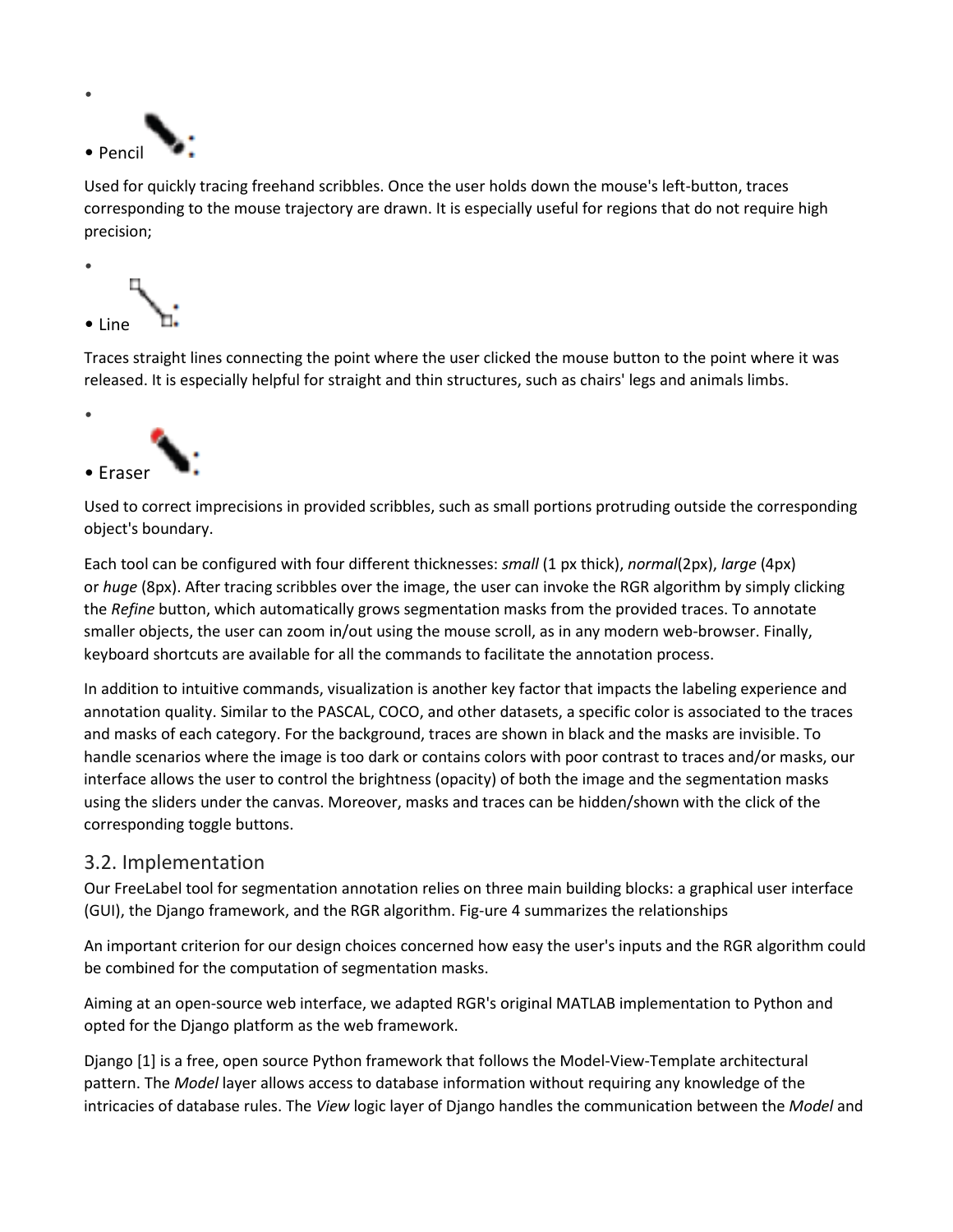- 
- Pencil

Used for quickly tracing freehand scribbles. Once the user holds down the mouse's left-button, traces corresponding to the mouse trajectory are drawn. It is especially useful for regions that do not require high precision;

- 
- Line

Traces straight lines connecting the point where the user clicked the mouse button to the point where it was released. It is especially helpful for straight and thin structures, such as chairs' legs and animals limbs.

- 
- Eraser

Used to correct imprecisions in provided scribbles, such as small portions protruding outside the corresponding object's boundary.

Each tool can be configured with four different thicknesses: *small* (1 px thick), *normal*(2px), *large* (4px) or *huge* (8px). After tracing scribbles over the image, the user can invoke the RGR algorithm by simply clicking the *Refine* button, which automatically grows segmentation masks from the provided traces. To annotate smaller objects, the user can zoom in/out using the mouse scroll, as in any modern web-browser. Finally, keyboard shortcuts are available for all the commands to facilitate the annotation process.

In addition to intuitive commands, visualization is another key factor that impacts the labeling experience and annotation quality. Similar to the PASCAL, COCO, and other datasets, a specific color is associated to the traces and masks of each category. For the background, traces are shown in black and the masks are invisible. To handle scenarios where the image is too dark or contains colors with poor contrast to traces and/or masks, our interface allows the user to control the brightness (opacity) of both the image and the segmentation masks using the sliders under the canvas. Moreover, masks and traces can be hidden/shown with the click of the corresponding toggle buttons.

## 3.2. Implementation

Our FreeLabel tool for segmentation annotation relies on three main building blocks: a graphical user interface (GUI), the Django framework, and the RGR algorithm. Fig-ure 4 summarizes the relationships

An important criterion for our design choices concerned how easy the user's inputs and the RGR algorithm could be combined for the computation of segmentation masks.

Aiming at an open-source web interface, we adapted RGR's original MATLAB implementation to Python and opted for the Django platform as the web framework.

Django [1] is a free, open source Python framework that follows the Model-View-Template architectural pattern. The *Model* layer allows access to database information without requiring any knowledge of the intricacies of database rules. The *View* logic layer of Django handles the communication between the *Model* and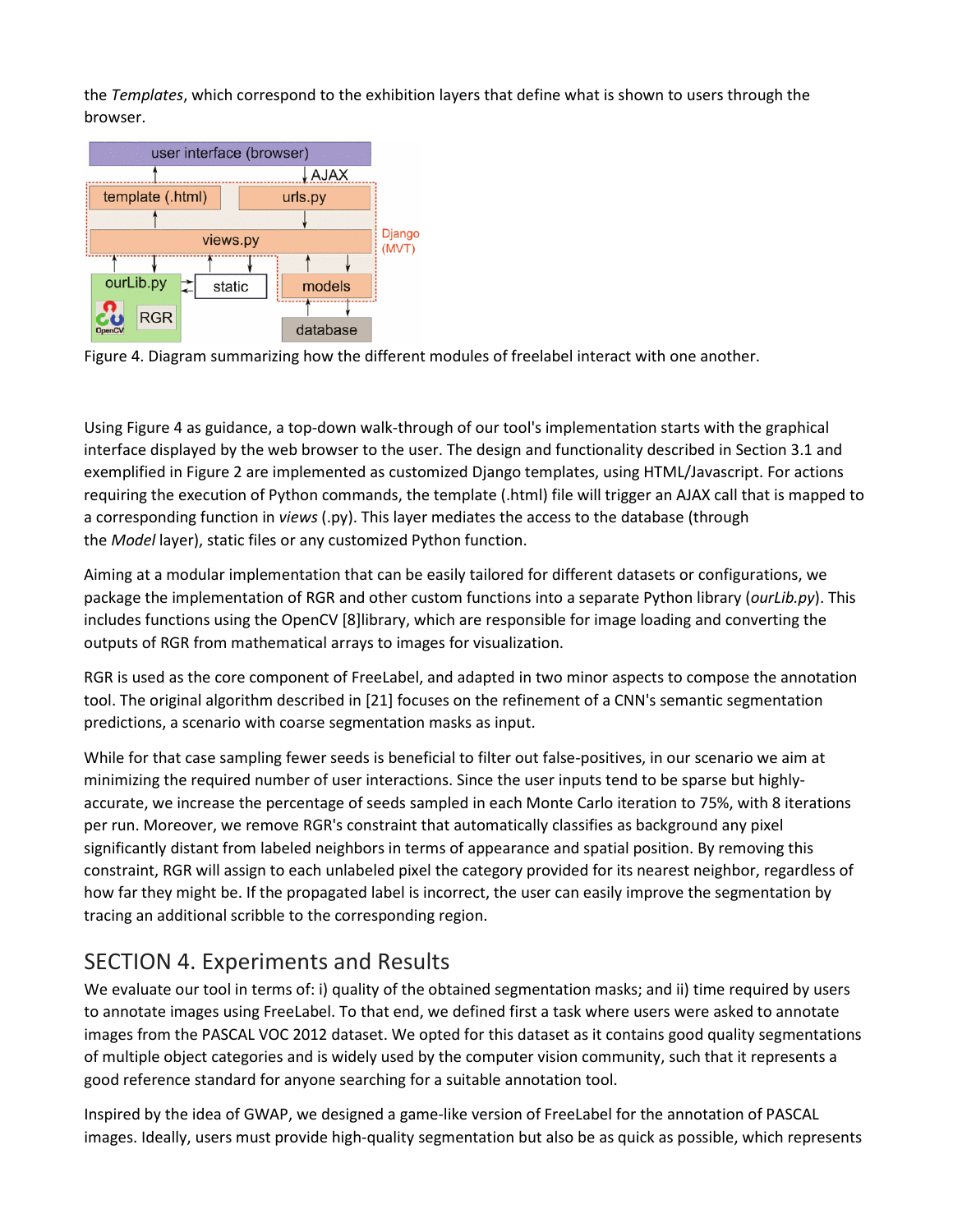the *Templates*, which correspond to the exhibition layers that define what is shown to users through the browser.

Figure 4. Diagram summarizing how the different modules of freelabel interact with one another.

Using Figure 4 as guidance, a top-down walk-through of our tool's implementation starts with the graphical interface displayed by the web browser to the user. The design and functionality described in Section 3.1 and exemplified in Figure 2 are implemented as customized Django templates, using HTML/Javascript. For actions requiring the execution of Python commands, the template (.html) file will trigger an AJAX call that is mapped to a corresponding function in *views* (.py). This layer mediates the access to the database (through the *Model* layer), static files or any customized Python function.

Aiming at a modular implementation that can be easily tailored for different datasets or configurations, we package the implementation of RGR and other custom functions into a separate Python library (*ourLib.py*). This includes functions using the OpenCV [8]library, which are responsible for image loading and converting the outputs of RGR from mathematical arrays to images for visualization.

RGR is used as the core component of FreeLabel, and adapted in two minor aspects to compose the annotation tool. The original algorithm described in [21] focuses on the refinement of a CNN's semantic segmentation predictions, a scenario with coarse segmentation masks as input.

While for that case sampling fewer seeds is beneficial to filter out false-positives, in our scenario we aim at minimizing the required number of user interactions. Since the user inputs tend to be sparse but highly-accurate, we increase the percentage of seeds sampled in each Monte Carlo iteration to 75%, with 8 iterations per run. Moreover, we remove RGR's constraint that automatically classifies as background any pixel significantly distant from labeled neighbors in terms of appearance and spatial position. By removing this constraint, RGR will assign to each unlabeled pixel the category provided for its nearest neighbor, regardless of how far they might be. If the propagated label is incorrect, the user can easily improve the segmentation by tracing an additional scribble to the corresponding region.

## SECTION 4. Experiments and Results

We evaluate our tool in terms of: i) quality of the obtained segmentation masks; and ii) time required by users to annotate images using FreeLabel. To that end, we defined first a task where users were asked to annotate images from the PASCAL VOC 2012 dataset. We opted for this dataset as it contains good quality segmentations of multiple object categories and is widely used by the computer vision community, such that it represents a good reference standard for anyone searching for a suitable annotation tool.

Inspired by the idea of GWAP, we designed a game-like version of FreeLabel for the annotation of PASCAL images. Ideally, users must provide high-quality segmentation but also be as quick as possible, which represents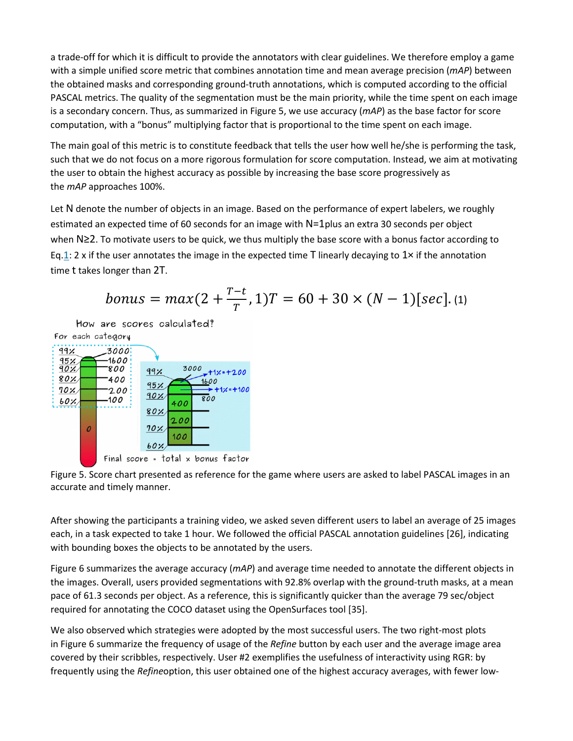a trade-off for which it is difficult to provide the annotators with clear guidelines. We therefore employ a game with a simple unified score metric that combines annotation time and mean average precision (*mAP*) between the obtained masks and corresponding ground-truth annotations, which is computed according to the official PASCAL metrics. The quality of the segmentation must be the main priority, while the time spent on each image is a secondary concern. Thus, as summarized in Figure 5, we use accuracy (*mAP*) as the base factor for score computation, with a "bonus" multiplying factor that is proportional to the time spent on each image.

The main goal of this metric is to constitute feedback that tells the user how well he/she is performing the task, such that we do not focus on a more rigorous formulation for score computation. Instead, we aim at motivating the user to obtain the highest accuracy as possible by increasing the base score progressively as the *mAP* approaches 100%.

Let $N$ denote the number of objects in an image. Based on the performance of expert labelers, we roughly estimated an expected time of 60 seconds for an image with $N=1$plus an extra 30 seconds per object when $N \geq 2$. To motivate users to be quick, we thus multiply the base score with a bonus factor according to Eq.1: 2 x if the user annotates the image in the expected time $T$ linearly decaying to $1\times$ if the annotation time $t$ takes longer than $2T$.

$$bonus = max(2 + \frac{T-t}{T}, 1) T = 60 + 30 \times (N-1)[sec]. \quad (1)$$

Figure 5. Score chart presented as reference for the game where users are asked to label PASCAL images in an accurate and timely manner.

After showing the participants a training video, we asked seven different users to label an average of 25 images each, in a task expected to take 1 hour. We followed the official PASCAL annotation guidelines [26], indicating with bounding boxes the objects to be annotated by the users.

Figure 6 summarizes the average accuracy (*mAP*) and average time needed to annotate the different objects in the images. Overall, users provided segmentations with 92.8% overlap with the ground-truth masks, at a mean pace of 61.3 seconds per object. As a reference, this is significantly quicker than the average 79 sec/object required for annotating the COCO dataset using the OpenSurfaces tool [35].

We also observed which strategies were adopted by the most successful users. The two right-most plots in Figure 6 summarize the frequency of usage of the *Refine* button by each user and the average image area covered by their scribbles, respectively. User #2 exemplifies the usefulness of interactivity using RGR: by frequently using the *Refine*option, this user obtained one of the highest accuracy averages, with fewer low-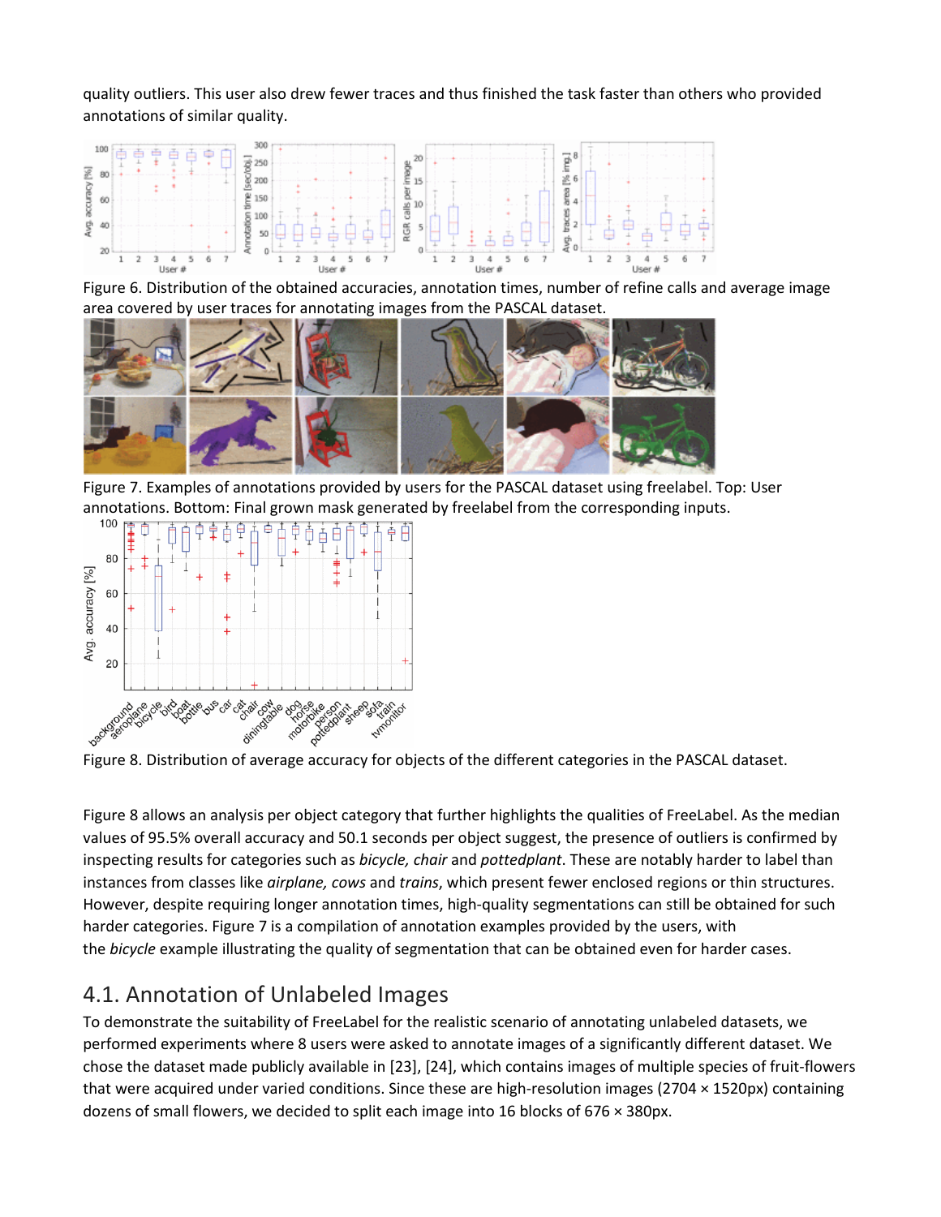quality outliers. This user also drew fewer traces and thus finished the task faster than others who provided annotations of similar quality.

Figure 6. Distribution of the obtained accuracies, annotation times, number of refine calls and average image area covered by user traces for annotating images from the PASCAL dataset.

Figure 7. Examples of annotations provided by users for the PASCAL dataset using freelabel. Top: User annotations. Bottom: Final grown mask generated by freelabel from the corresponding inputs.

Figure 8. Distribution of average accuracy for objects of the different categories in the PASCAL dataset.

Figure 8 allows an analysis per object category that further highlights the qualities of FreeLabel. As the median values of 95.5% overall accuracy and 50.1 seconds per object suggest, the presence of outliers is confirmed by inspecting results for categories such as *bicycle, chair* and *pottedplant*. These are notably harder to label than instances from classes like *airplane, cows* and *trains*, which present fewer enclosed regions or thin structures. However, despite requiring longer annotation times, high-quality segmentations can still be obtained for such harder categories. Figure 7 is a compilation of annotation examples provided by the users, with the *bicycle* example illustrating the quality of segmentation that can be obtained even for harder cases.

## 4.1. Annotation of Unlabeled Images

To demonstrate the suitability of FreeLabel for the realistic scenario of annotating unlabeled datasets, we performed experiments where 8 users were asked to annotate images of a significantly different dataset. We chose the dataset made publicly available in [23], [24], which contains images of multiple species of fruit-flowers that were acquired under varied conditions. Since these are high-resolution images (2704 × 1520px) containing dozens of small flowers, we decided to split each image into 16 blocks of 676 × 380px.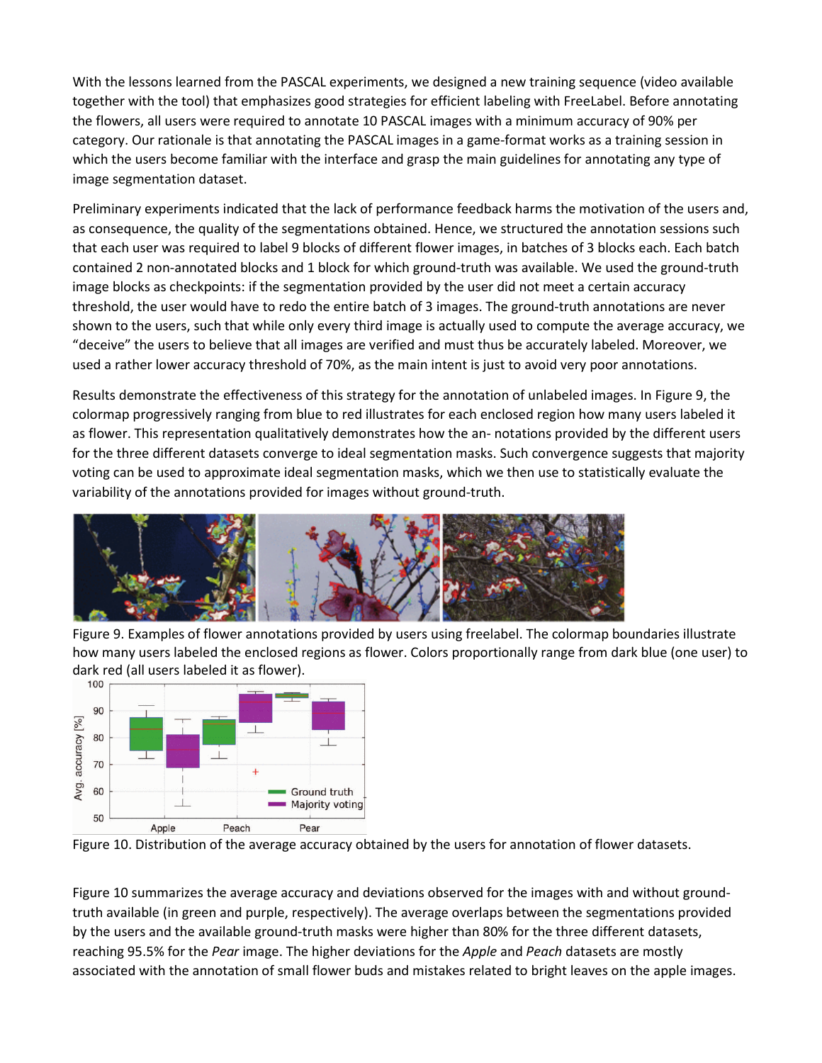With the lessons learned from the PASCAL experiments, we designed a new training sequence (video available together with the tool) that emphasizes good strategies for efficient labeling with FreeLabel. Before annotating the flowers, all users were required to annotate 10 PASCAL images with a minimum accuracy of 90% per category. Our rationale is that annotating the PASCAL images in a game-format works as a training session in which the users become familiar with the interface and grasp the main guidelines for annotating any type of image segmentation dataset.

Preliminary experiments indicated that the lack of performance feedback harms the motivation of the users and, as consequence, the quality of the segmentations obtained. Hence, we structured the annotation sessions such that each user was required to label 9 blocks of different flower images, in batches of 3 blocks each. Each batch contained 2 non-annotated blocks and 1 block for which ground-truth was available. We used the ground-truth image blocks as checkpoints: if the segmentation provided by the user did not meet a certain accuracy threshold, the user would have to redo the entire batch of 3 images. The ground-truth annotations are never shown to the users, such that while only every third image is actually used to compute the average accuracy, we "deceive" the users to believe that all images are verified and must thus be accurately labeled. Moreover, we used a rather lower accuracy threshold of 70%, as the main intent is just to avoid very poor annotations.

Results demonstrate the effectiveness of this strategy for the annotation of unlabeled images. In Figure 9, the colormap progressively ranging from blue to red illustrates for each enclosed region how many users labeled it as flower. This representation qualitatively demonstrates how the an- notations provided by the different users for the three different datasets converge to ideal segmentation masks. Such convergence suggests that majority voting can be used to approximate ideal segmentation masks, which we then use to statistically evaluate the variability of the annotations provided for images without ground-truth.

Figure 9. Examples of flower annotations provided by users using freelabel. The colormap boundaries illustrate how many users labeled the enclosed regions as flower. Colors proportionally range from dark blue (one user) to dark red (all users labeled it as flower).

Figure 10. Distribution of the average accuracy obtained by the users for annotation of flower datasets.

Figure 10 summarizes the average accuracy and deviations observed for the images with and without ground-truth available (in green and purple, respectively). The average overlaps between the segmentations provided by the users and the available ground-truth masks were higher than 80% for the three different datasets, reaching 95.5% for the *Pear* image. The higher deviations for the *Apple* and *Peach* datasets are mostly associated with the annotation of small flower buds and mistakes related to bright leaves on the apple images.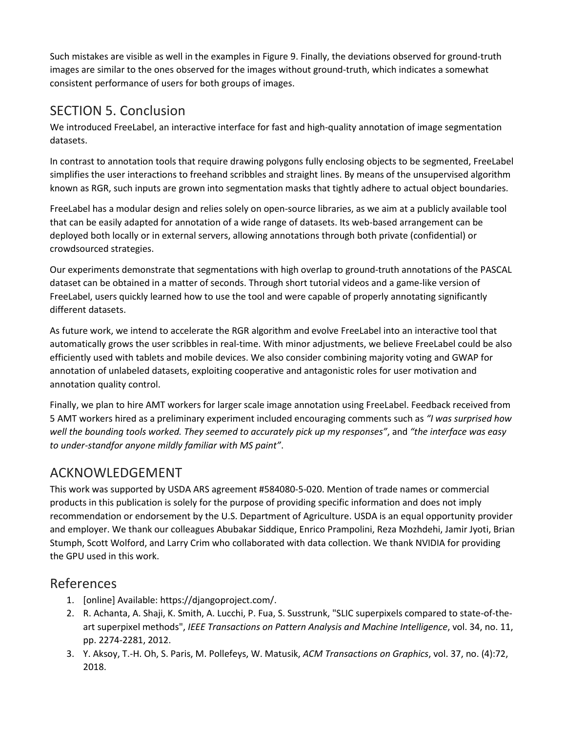Such mistakes are visible as well in the examples in Figure 9. Finally, the deviations observed for ground-truth images are similar to the ones observed for the images without ground-truth, which indicates a somewhat consistent performance of users for both groups of images.

## SECTION 5. Conclusion

We introduced FreeLabel, an interactive interface for fast and high-quality annotation of image segmentation datasets.

In contrast to annotation tools that require drawing polygons fully enclosing objects to be segmented, FreeLabel simplifies the user interactions to freehand scribbles and straight lines. By means of the unsupervised algorithm known as RGR, such inputs are grown into segmentation masks that tightly adhere to actual object boundaries.

FreeLabel has a modular design and relies solely on open-source libraries, as we aim at a publicly available tool that can be easily adapted for annotation of a wide range of datasets. Its web-based arrangement can be deployed both locally or in external servers, allowing annotations through both private (confidential) or crowdsourced strategies.

Our experiments demonstrate that segmentations with high overlap to ground-truth annotations of the PASCAL dataset can be obtained in a matter of seconds. Through short tutorial videos and a game-like version of FreeLabel, users quickly learned how to use the tool and were capable of properly annotating significantly different datasets.

As future work, we intend to accelerate the RGR algorithm and evolve FreeLabel into an interactive tool that automatically grows the user scribbles in real-time. With minor adjustments, we believe FreeLabel could be also efficiently used with tablets and mobile devices. We also consider combining majority voting and GWAP for annotation of unlabeled datasets, exploiting cooperative and antagonistic roles for user motivation and annotation quality control.

Finally, we plan to hire AMT workers for larger scale image annotation using FreeLabel. Feedback received from 5 AMT workers hired as a preliminary experiment included encouraging comments such as *"I was surprised how well the bounding tools worked. They seemed to accurately pick up my responses"*, and *"the interface was easy to under-standfor anyone mildly familiar with MS paint"*.

## ACKNOWLEDGEMENT

This work was supported by USDA ARS agreement #584080-5-020. Mention of trade names or commercial products in this publication is solely for the purpose of providing specific information and does not imply recommendation or endorsement by the U.S. Department of Agriculture. USDA is an equal opportunity provider and employer. We thank our colleagues Abubakar Siddique, Enrico Prampolini, Reza Mozhdehi, Jamir Jyoti, Brian Stumph, Scott Wolford, and Larry Crim who collaborated with data collection. We thank NVIDIA for providing the GPU used in this work.

## References

1. [online] Available: https://djangoproject.com/.
2. R. Achanta, A. Shaji, K. Smith, A. Lucchi, P. Fua, S. Susstrunk, "SLIC superpixels compared to state-of-the-art superpixel methods", *IEEE Transactions on Pattern Analysis and Machine Intelligence*, vol. 34, no. 11, pp. 2274-2281, 2012.
3. Y. Aksoy, T.-H. Oh, S. Paris, M. Pollefeys, W. Matusik, *ACM Transactions on Graphics*, vol. 37, no. (4):72, 2018.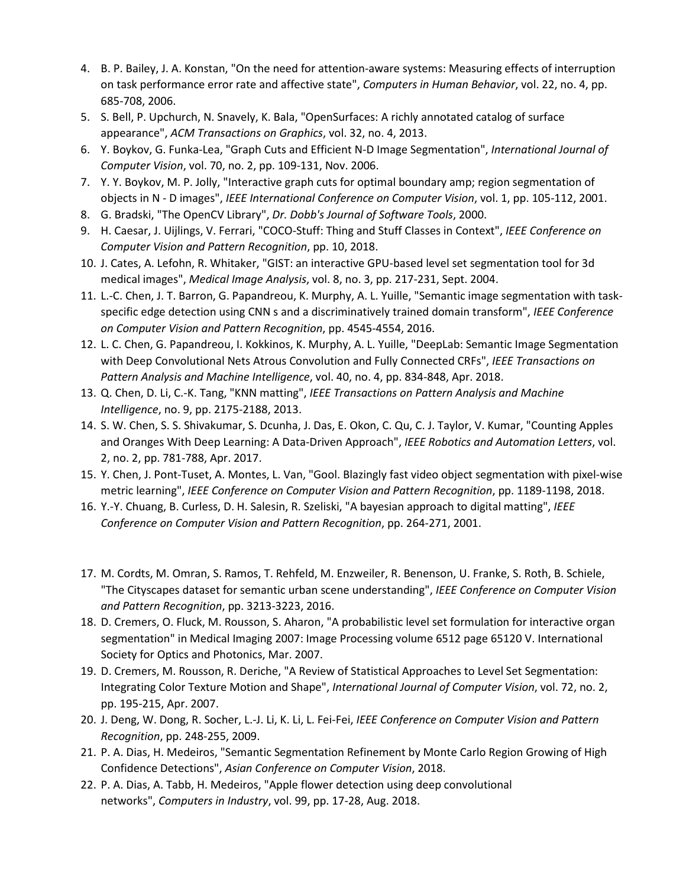4. B. P. Bailey, J. A. Konstan, "On the need for attention-aware systems: Measuring effects of interruption on task performance error rate and affective state", *Computers in Human Behavior*, vol. 22, no. 4, pp. 685-708, 2006.
5. S. Bell, P. Upchurch, N. Snavely, K. Bala, "OpenSurfaces: A richly annotated catalog of surface appearance", *ACM Transactions on Graphics*, vol. 32, no. 4, 2013.
6. Y. Boykov, G. Funka-Lea, "Graph Cuts and Efficient N-D Image Segmentation", *International Journal of Computer Vision*, vol. 70, no. 2, pp. 109-131, Nov. 2006.
7. Y. Y. Boykov, M. P. Jolly, "Interactive graph cuts for optimal boundary amp; region segmentation of objects in N - D images", *IEEE International Conference on Computer Vision*, vol. 1, pp. 105-112, 2001.
8. G. Bradski, "The OpenCV Library", *Dr. Dobb's Journal of Software Tools*, 2000.
9. H. Caesar, J. Uijlings, V. Ferrari, "COCO-Stuff: Thing and Stuff Classes in Context", *IEEE Conference on Computer Vision and Pattern Recognition*, pp. 10, 2018.
10. J. Cates, A. Lefohn, R. Whitaker, "GIST: an interactive GPU-based level set segmentation tool for 3d medical images", *Medical Image Analysis*, vol. 8, no. 3, pp. 217-231, Sept. 2004.
11. L.-C. Chen, J. T. Barron, G. Papandreou, K. Murphy, A. L. Yuille, "Semantic image segmentation with task-specific edge detection using CNN s and a discriminatively trained domain transform", *IEEE Conference on Computer Vision and Pattern Recognition*, pp. 4545-4554, 2016.
12. L. C. Chen, G. Papandreou, I. Kokkinos, K. Murphy, A. L. Yuille, "DeepLab: Semantic Image Segmentation with Deep Convolutional Nets Atrous Convolution and Fully Connected CRFs", *IEEE Transactions on Pattern Analysis and Machine Intelligence*, vol. 40, no. 4, pp. 834-848, Apr. 2018.
13. Q. Chen, D. Li, C.-K. Tang, "KNN matting", *IEEE Transactions on Pattern Analysis and Machine Intelligence*, no. 9, pp. 2175-2188, 2013.
14. S. W. Chen, S. S. Shivakumar, S. Dcunha, J. Das, E. Okon, C. Qu, C. J. Taylor, V. Kumar, "Counting Apples and Oranges With Deep Learning: A Data-Driven Approach", *IEEE Robotics and Automation Letters*, vol. 2, no. 2, pp. 781-788, Apr. 2017.
15. Y. Chen, J. Pont-Tuset, A. Montes, L. Van, "Gool. Blazingly fast video object segmentation with pixel-wise metric learning", *IEEE Conference on Computer Vision and Pattern Recognition*, pp. 1189-1198, 2018.
16. Y.-Y. Chuang, B. Curless, D. H. Salesin, R. Szeliski, "A bayesian approach to digital matting", *IEEE Conference on Computer Vision and Pattern Recognition*, pp. 264-271, 2001.
17. M. Cordts, M. Omran, S. Ramos, T. Rehfeld, M. Enzweiler, R. Benenson, U. Franke, S. Roth, B. Schiele, "The Cityscapes dataset for semantic urban scene understanding", *IEEE Conference on Computer Vision and Pattern Recognition*, pp. 3213-3223, 2016.
18. D. Cremers, O. Fluck, M. Rousson, S. Aharon, "A probabilistic level set formulation for interactive organ segmentation" in Medical Imaging 2007: Image Processing volume 6512 page 65120 V. International Society for Optics and Photonics, Mar. 2007.
19. D. Cremers, M. Rousson, R. Deriche, "A Review of Statistical Approaches to Level Set Segmentation: Integrating Color Texture Motion and Shape", *International Journal of Computer Vision*, vol. 72, no. 2, pp. 195-215, Apr. 2007.
20. J. Deng, W. Dong, R. Socher, L.-J. Li, K. Li, L. Fei-Fei, *IEEE Conference on Computer Vision and Pattern Recognition*, pp. 248-255, 2009.
21. P. A. Dias, H. Medeiros, "Semantic Segmentation Refinement by Monte Carlo Region Growing of High Confidence Detections", *Asian Conference on Computer Vision*, 2018.
22. P. A. Dias, A. Tabb, H. Medeiros, "Apple flower detection using deep convolutional networks", *Computers in Industry*, vol. 99, pp. 17-28, Aug. 2018.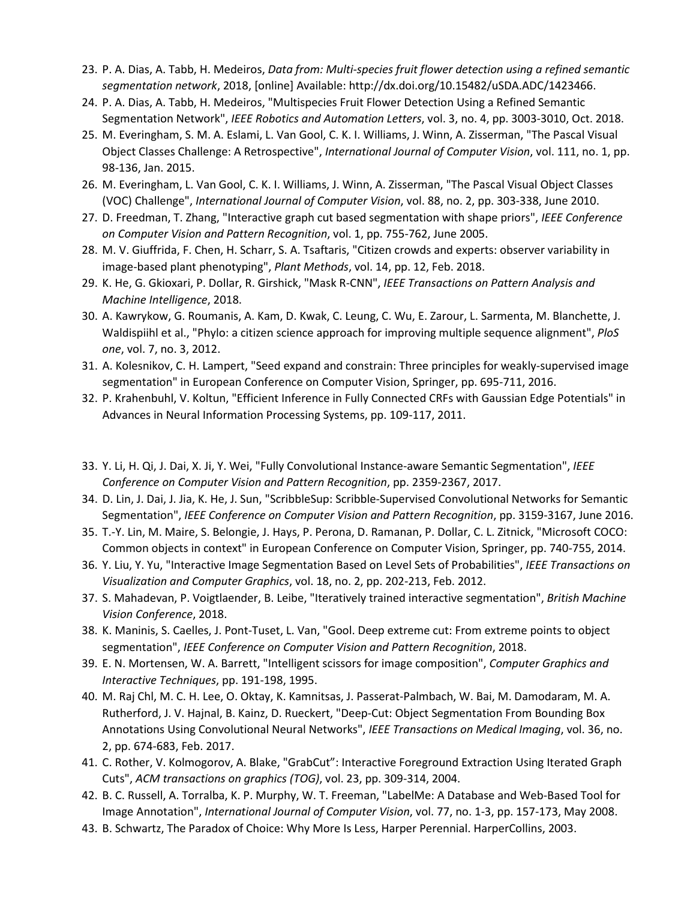23. P. A. Dias, A. Tabb, H. Medeiros, *Data from: Multi-species fruit flower detection using a refined semantic segmentation network*, 2018, [online] Available: http://dx.doi.org/10.15482/uSDA.ADC/1423466.
24. P. A. Dias, A. Tabb, H. Medeiros, "Multispecies Fruit Flower Detection Using a Refined Semantic Segmentation Network", *IEEE Robotics and Automation Letters*, vol. 3, no. 4, pp. 3003-3010, Oct. 2018.
25. M. Everingham, S. M. A. Eslami, L. Van Gool, C. K. I. Williams, J. Winn, A. Zisserman, "The Pascal Visual Object Classes Challenge: A Retrospective", *International Journal of Computer Vision*, vol. 111, no. 1, pp. 98-136, Jan. 2015.
26. M. Everingham, L. Van Gool, C. K. I. Williams, J. Winn, A. Zisserman, "The Pascal Visual Object Classes (VOC) Challenge", *International Journal of Computer Vision*, vol. 88, no. 2, pp. 303-338, June 2010.
27. D. Freedman, T. Zhang, "Interactive graph cut based segmentation with shape priors", *IEEE Conference on Computer Vision and Pattern Recognition*, vol. 1, pp. 755-762, June 2005.
28. M. V. Giuffrida, F. Chen, H. Scharr, S. A. Tsaftaris, "Citizen crowds and experts: observer variability in image-based plant phenotyping", *Plant Methods*, vol. 14, pp. 12, Feb. 2018.
29. K. He, G. Gkioxari, P. Dollar, R. Girshick, "Mask R-CNN", *IEEE Transactions on Pattern Analysis and Machine Intelligence*, 2018.
30. A. Kawrykow, G. Roumanis, A. Kam, D. Kwak, C. Leung, C. Wu, E. Zarour, L. Sarmenta, M. Blanchette, J. Waldispiihl et al., "Phylo: a citizen science approach for improving multiple sequence alignment", *PloS one*, vol. 7, no. 3, 2012.
31. A. Kolesnikov, C. H. Lampert, "Seed expand and constrain: Three principles for weakly-supervised image segmentation" in European Conference on Computer Vision, Springer, pp. 695-711, 2016.
32. P. Krahenbuhl, V. Koltun, "Efficient Inference in Fully Connected CRFs with Gaussian Edge Potentials" in Advances in Neural Information Processing Systems, pp. 109-117, 2011.
33. Y. Li, H. Qi, J. Dai, X. Ji, Y. Wei, "Fully Convolutional Instance-aware Semantic Segmentation", *IEEE Conference on Computer Vision and Pattern Recognition*, pp. 2359-2367, 2017.
34. D. Lin, J. Dai, J. Jia, K. He, J. Sun, "ScribbleSup: Scribble-Supervised Convolutional Networks for Semantic Segmentation", *IEEE Conference on Computer Vision and Pattern Recognition*, pp. 3159-3167, June 2016.
35. T.-Y. Lin, M. Maire, S. Belongie, J. Hays, P. Perona, D. Ramanan, P. Dollar, C. L. Zitnick, "Microsoft COCO: Common objects in context" in European Conference on Computer Vision, Springer, pp. 740-755, 2014.
36. Y. Liu, Y. Yu, "Interactive Image Segmentation Based on Level Sets of Probabilities", *IEEE Transactions on Visualization and Computer Graphics*, vol. 18, no. 2, pp. 202-213, Feb. 2012.
37. S. Mahadevan, P. Voigtlaender, B. Leibe, "Iteratively trained interactive segmentation", *British Machine Vision Conference*, 2018.
38. K. Maninis, S. Caelles, J. Pont-Tuset, L. Van, "Gool. Deep extreme cut: From extreme points to object segmentation", *IEEE Conference on Computer Vision and Pattern Recognition*, 2018.
39. E. N. Mortensen, W. A. Barrett, "Intelligent scissors for image composition", *Computer Graphics and Interactive Techniques*, pp. 191-198, 1995.
40. M. Raj Chl, M. C. H. Lee, O. Oktay, K. Kamnitsas, J. Passerat-Palmbach, W. Bai, M. Damodaram, M. A. Rutherford, J. V. Hajnal, B. Kainz, D. Rueckert, "Deep-Cut: Object Segmentation From Bounding Box Annotations Using Convolutional Neural Networks", *IEEE Transactions on Medical Imaging*, vol. 36, no. 2, pp. 674-683, Feb. 2017.
41. C. Rother, V. Kolmogorov, A. Blake, "GrabCut": Interactive Foreground Extraction Using Iterated Graph Cuts", *ACM transactions on graphics (TOG)*, vol. 23, pp. 309-314, 2004.
42. B. C. Russell, A. Torralba, K. P. Murphy, W. T. Freeman, "LabelMe: A Database and Web-Based Tool for Image Annotation", *International Journal of Computer Vision*, vol. 77, no. 1-3, pp. 157-173, May 2008.
43. B. Schwartz, The Paradox of Choice: Why More Is Less, Harper Perennial. HarperCollins, 2003.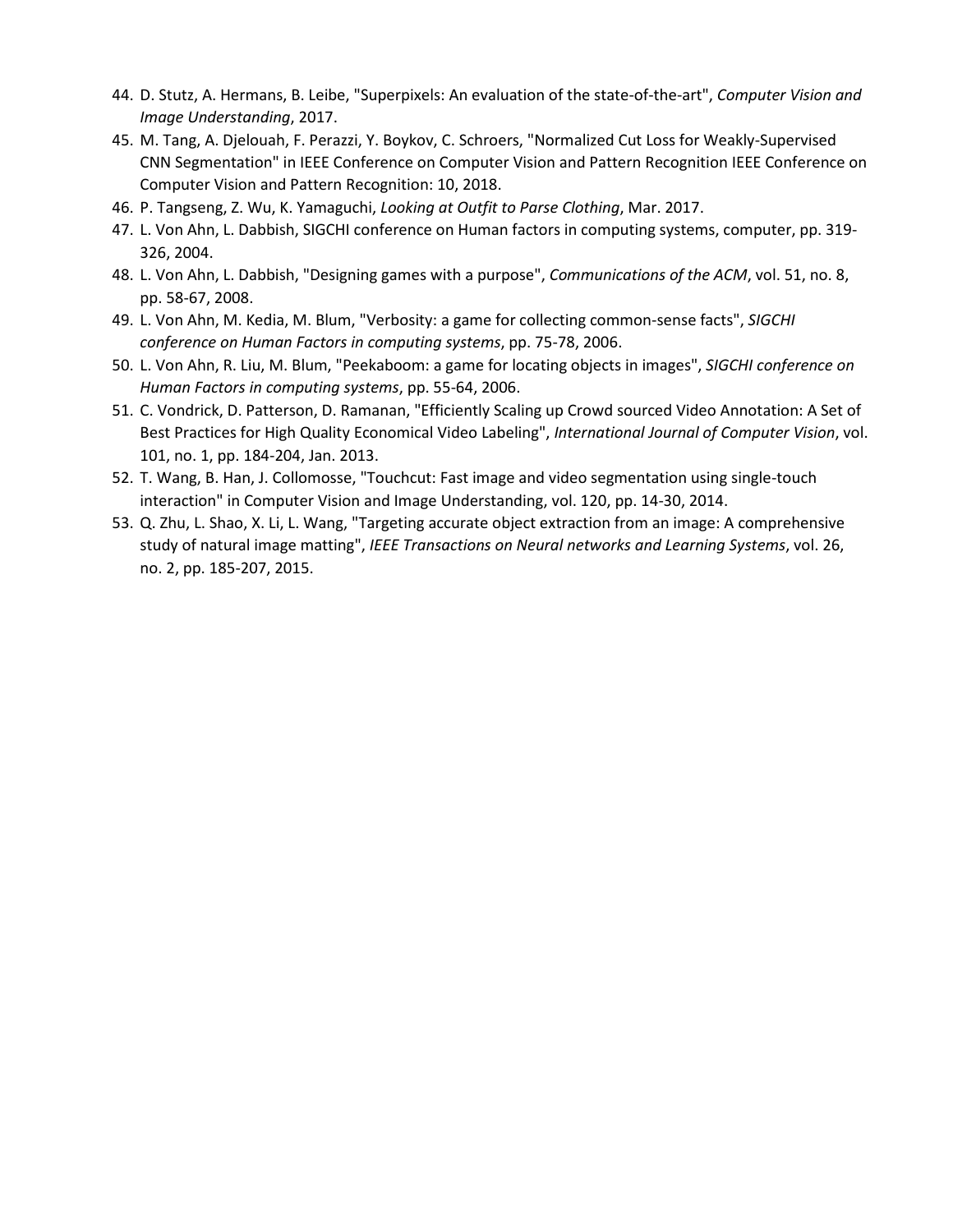44. D. Stutz, A. Hermans, B. Leibe, "Superpixels: An evaluation of the state-of-the-art", *Computer Vision and Image Understanding*, 2017.
45. M. Tang, A. Djelouah, F. Perazzi, Y. Boykov, C. Schroers, "Normalized Cut Loss for Weakly-Supervised CNN Segmentation" in IEEE Conference on Computer Vision and Pattern Recognition IEEE Conference on Computer Vision and Pattern Recognition: 10, 2018.
46. P. Tangseng, Z. Wu, K. Yamaguchi, *Looking at Outfit to Parse Clothing*, Mar. 2017.
47. L. Von Ahn, L. Dabbish, SIGCHI conference on Human factors in computing systems, computer, pp. 319-326, 2004.
48. L. Von Ahn, L. Dabbish, "Designing games with a purpose", *Communications of the ACM*, vol. 51, no. 8, pp. 58-67, 2008.
49. L. Von Ahn, M. Kedia, M. Blum, "Verbosity: a game for collecting common-sense facts", *SIGCHI conference on Human Factors in computing systems*, pp. 75-78, 2006.
50. L. Von Ahn, R. Liu, M. Blum, "Peekaboom: a game for locating objects in images", *SIGCHI conference on Human Factors in computing systems*, pp. 55-64, 2006.
51. C. Vondrick, D. Patterson, D. Ramanan, "Efficiently Scaling up Crowd sourced Video Annotation: A Set of Best Practices for High Quality Economical Video Labeling", *International Journal of Computer Vision*, vol. 101, no. 1, pp. 184-204, Jan. 2013.
52. T. Wang, B. Han, J. Collomosse, "Touchcut: Fast image and video segmentation using single-touch interaction" in Computer Vision and Image Understanding, vol. 120, pp. 14-30, 2014.
53. Q. Zhu, L. Shao, X. Li, L. Wang, "Targeting accurate object extraction from an image: A comprehensive study of natural image matting", *IEEE Transactions on Neural networks and Learning Systems*, vol. 26, no. 2, pp. 185-207, 2015.